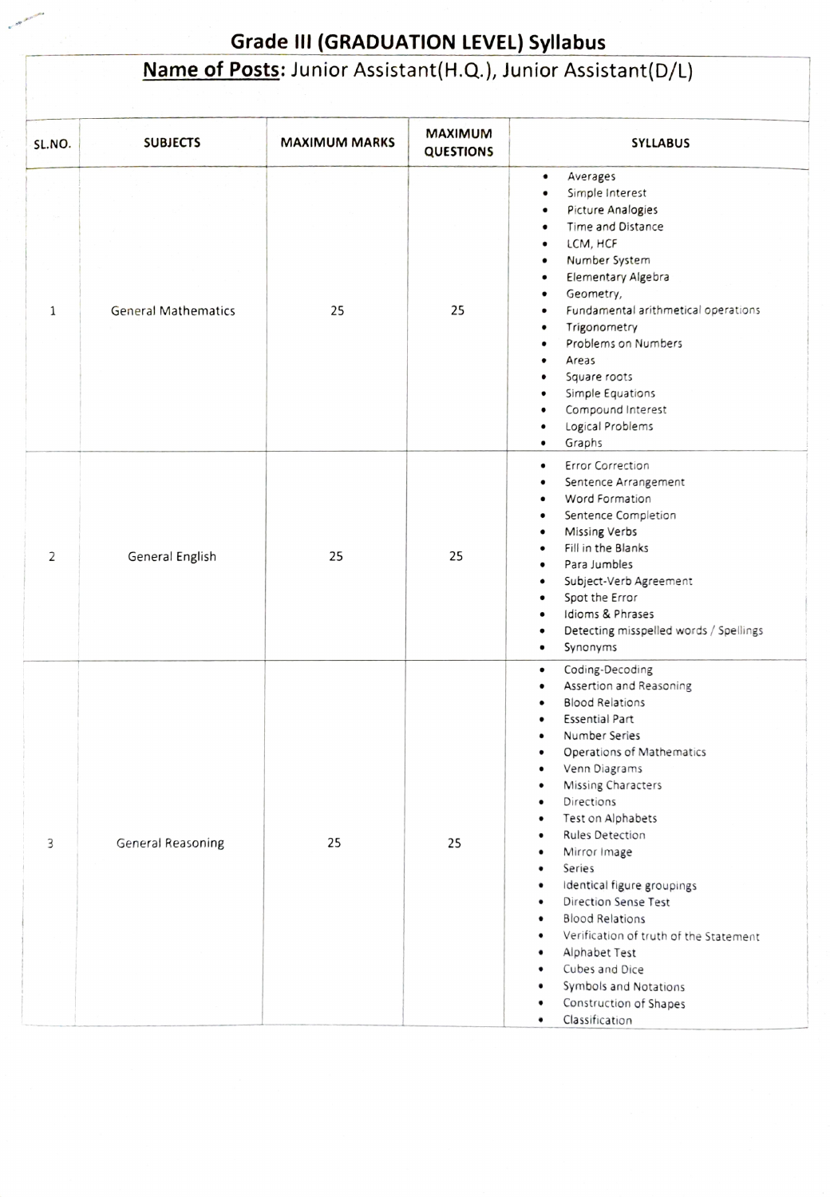## Grade III (GRADUATION LEVEL) Syllabus

**Name of Posts:** Junior Assistant(H.Q.), Junior Assistant(D/L)

| SL.NO. | SUBJECTS | MAXIMUM MARKS | MAXIMUM QUESTIONS | SYLLABUS |
|---|---|---|---|---|
| 1 | General Mathematics | 25 | 25 | • Averages<br>• Simple Interest<br>• Picture Analogies<br>• Time and Distance<br>• LCM, HCF<br>• Number System<br>• Elementary Algebra<br>• Geometry,<br>• Fundamental arithmetical operations<br>• Trigonometry<br>• Problems on Numbers<br>• Areas<br>• Square roots<br>• Simple Equations<br>• Compound Interest<br>• Logical Problems<br>• Graphs |
| 2 | General English | 25 | 25 | • Error Correction<br>• Sentence Arrangement<br>• Word Formation<br>• Sentence Completion<br>• Missing Verbs<br>• Fill in the Blanks<br>• Para Jumbles<br>• Subject-Verb Agreement<br>• Spot the Error<br>• Idioms & Phrases<br>• Detecting misspelled words / Spellings<br>• Synonyms |
| 3 | General Reasoning | 25 | 25 | • Coding-Decoding<br>• Assertion and Reasoning<br>• Blood Relations<br>• Essential Part<br>• Number Series<br>• Operations of Mathematics<br>• Venn Diagrams<br>• Missing Characters<br>• Directions<br>• Test on Alphabets<br>• Rules Detection<br>• Mirror Image<br>• Series<br>• Identical figure groupings<br>• Direction Sense Test<br>• Blood Relations<br>• Verification of truth of the Statement<br>• Alphabet Test<br>• Cubes and Dice<br>• Symbols and Notations<br>• Construction of Shapes<br>• Classification |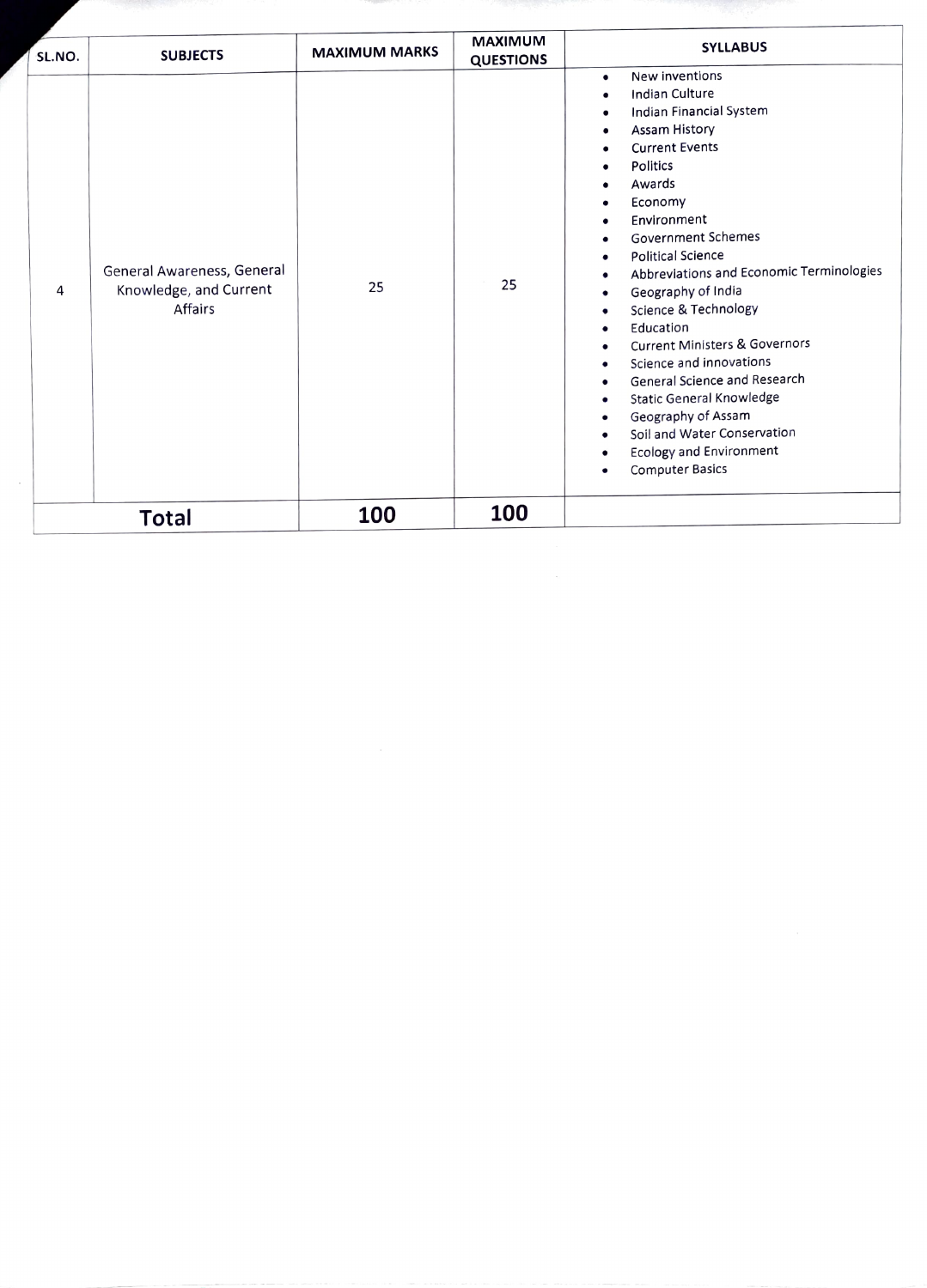| SL.NO. | SUBJECTS | MAXIMUM MARKS | MAXIMUM QUESTIONS | SYLLABUS |
|---|---|---|---|---|
| 4 | General Awareness, General Knowledge, and Current Affairs | 25 | 25 | • New inventions<br>• Indian Culture<br>• Indian Financial System<br>• Assam History<br>• Current Events<br>• Politics<br>• Awards<br>• Economy<br>• Environment<br>• Government Schemes<br>• Political Science<br>• Abbreviations and Economic Terminologies<br>• Geography of India<br>• Science & Technology<br>• Education<br>• Current Ministers & Governors<br>• Science and innovations<br>• General Science and Research<br>• Static General Knowledge<br>• Geography of Assam<br>• Soil and Water Conservation<br>• Ecology and Environment<br>• Computer Basics |
| **Total** | | **100** | **100** | |